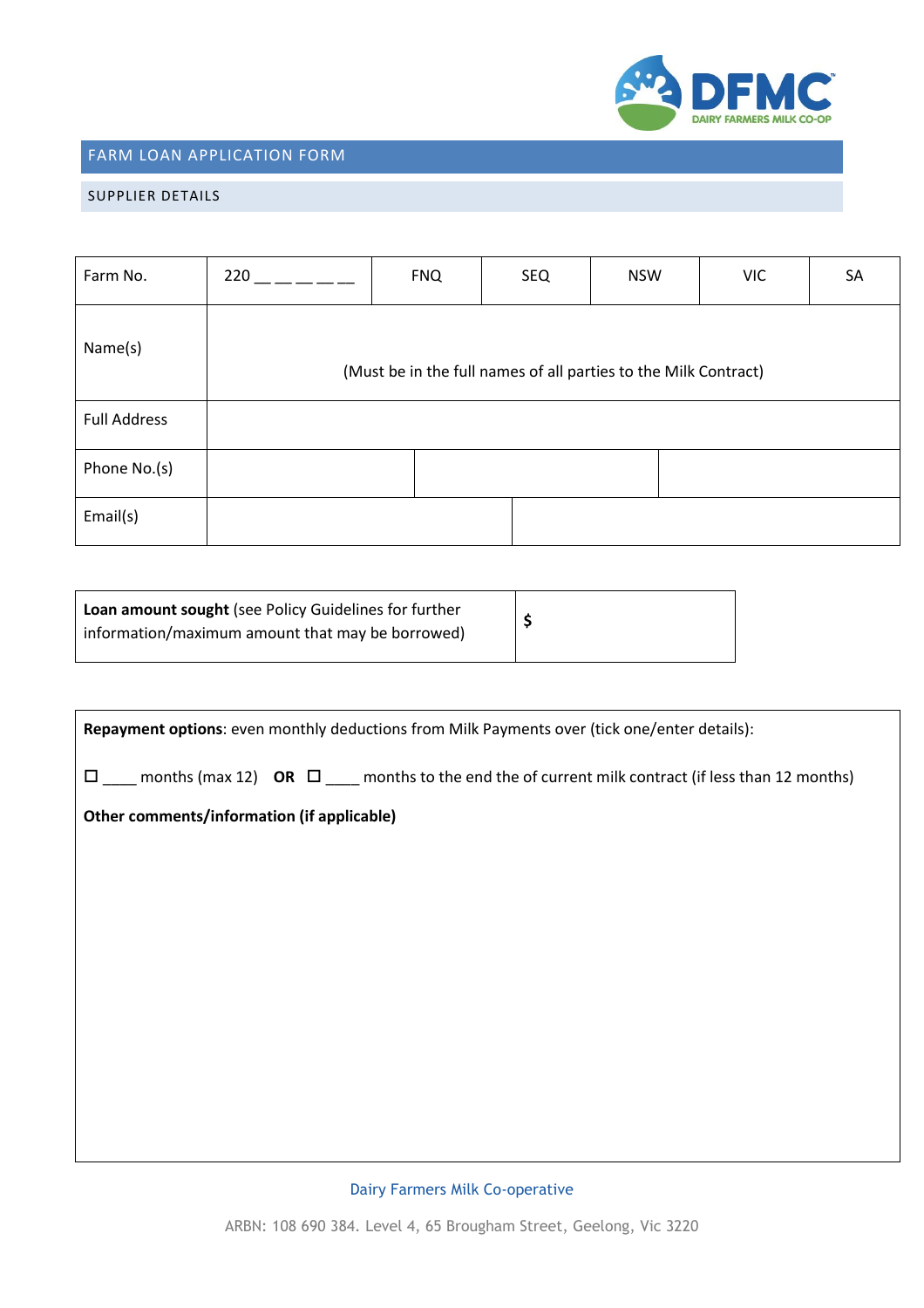DFMC
DAIRY FARMERS MILK CO-OP

# FARM LOAN APPLICATION FORM

## SUPPLIER DETAILS

| Farm No. | 220 __ __ __ __ __ | FNQ | SEQ | NSW | VIC | SA |
|---|---|---|---|---|---|---|
| Name(s) | (Must be in the full names of all parties to the Milk Contract) | | | | | |
| Full Address | | | | | | |
| Phone No.(s) | | | | | | |
| Email(s) | | | | | | |

| **Loan amount sought** (see Policy Guidelines for further information/maximum amount that may be borrowed) | **$** |
|---|---|

**Repayment options**: even monthly deductions from Milk Payments over (tick one/enter details):

☐ ____ months (max 12) **OR** ☐ ____ months to the end the of current milk contract (if less than 12 months)

**Other comments/information (if applicable)**

Dairy Farmers Milk Co-operative

ARBN: 108 690 384. Level 4, 65 Brougham Street, Geelong, Vic 3220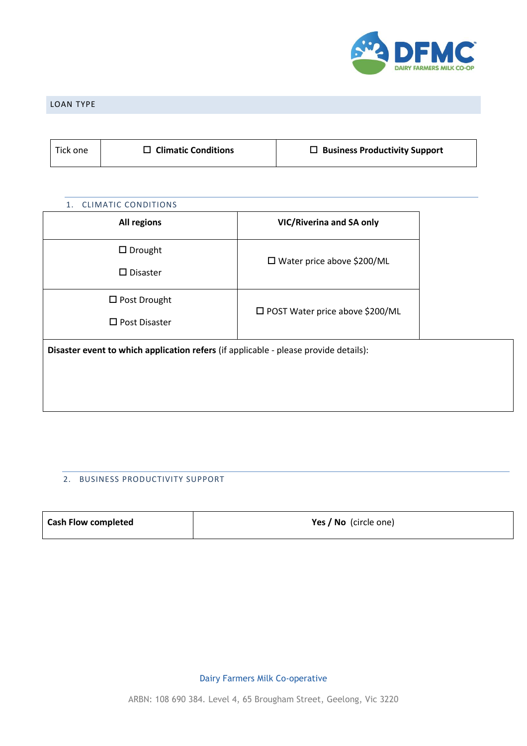## LOAN TYPE

| Tick one | ☐ **Climatic Conditions** | ☐ **Business Productivity Support** |
|---|---|---|

### 1. CLIMATIC CONDITIONS

| **All regions** | **VIC/Riverina and SA only** |
|---|---|
| ☐ Drought<br>☐ Disaster | ☐ Water price above $200/ML |
| ☐ Post Drought<br>☐ Post Disaster | ☐ POST Water price above $200/ML |

| **Disaster event to which application refers** (if applicable - please provide details): |
|---|
| |

### 2. BUSINESS PRODUCTIVITY SUPPORT

| **Cash Flow completed** | **Yes / No** (circle one) |
|---|---|

Dairy Farmers Milk Co-operative

ARBN: 108 690 384. Level 4, 65 Brougham Street, Geelong, Vic 3220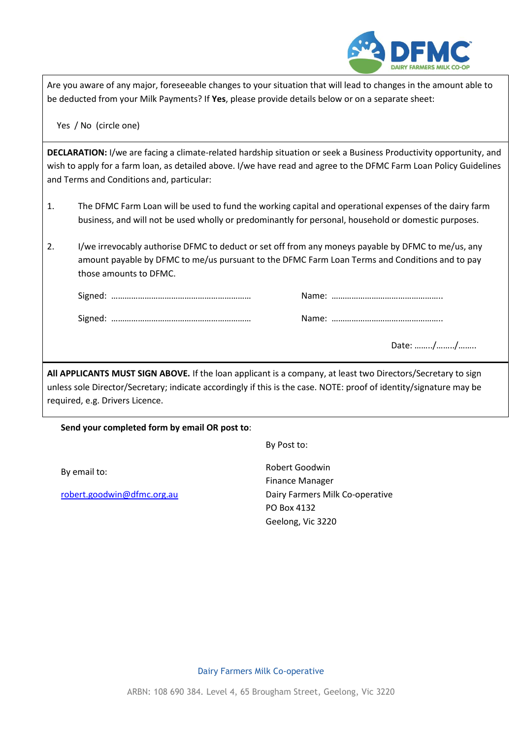Are you aware of any major, foreseeable changes to your situation that will lead to changes in the amount able to be deducted from your Milk Payments? If **Yes**, please provide details below or on a separate sheet:

Yes / No (circle one)

**DECLARATION:** I/we are facing a climate-related hardship situation or seek a Business Productivity opportunity, and wish to apply for a farm loan, as detailed above. I/we have read and agree to the DFMC Farm Loan Policy Guidelines and Terms and Conditions and, particular:

1. The DFMC Farm Loan will be used to fund the working capital and operational expenses of the dairy farm business, and will not be used wholly or predominantly for personal, household or domestic purposes.

2. I/we irrevocably authorise DFMC to deduct or set off from any moneys payable by DFMC to me/us, any amount payable by DFMC to me/us pursuant to the DFMC Farm Loan Terms and Conditions and to pay those amounts to DFMC.

Signed: ……………………………………………………… Name: …………………………………………..

Signed: ……………………………………………………… Name: …………………………………………..

Date: ……../……../……..

**All APPLICANTS MUST SIGN ABOVE.** If the loan applicant is a company, at least two Directors/Secretary to sign unless sole Director/Secretary; indicate accordingly if this is the case. NOTE: proof of identity/signature may be required, e.g. Drivers Licence.

**Send your completed form by email OR post to**:

By email to:

robert.goodwin@dfmc.org.au

By Post to:

Robert Goodwin
Finance Manager
Dairy Farmers Milk Co-operative
PO Box 4132
Geelong, Vic 3220

Dairy Farmers Milk Co-operative

ARBN: 108 690 384. Level 4, 65 Brougham Street, Geelong, Vic 3220